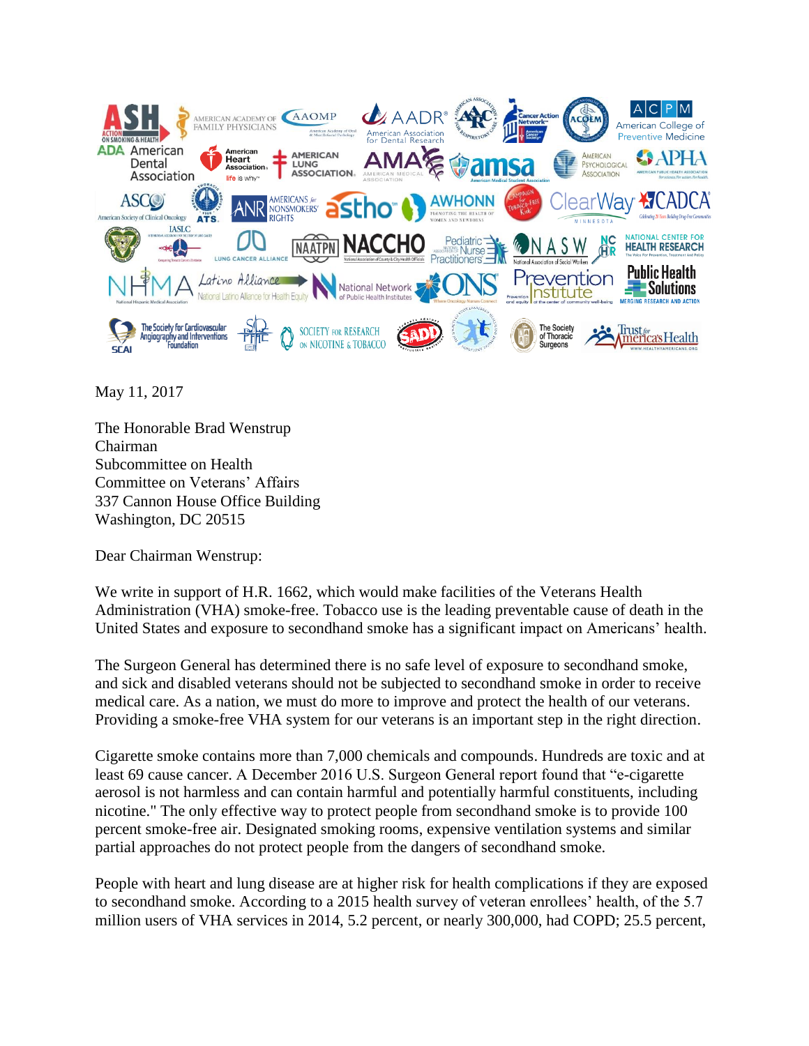May 11, 2017

The Honorable Brad Wenstrup
Chairman
Subcommittee on Health
Committee on Veterans' Affairs
337 Cannon House Office Building
Washington, DC 20515

Dear Chairman Wenstrup:

We write in support of H.R. 1662, which would make facilities of the Veterans Health Administration (VHA) smoke-free. Tobacco use is the leading preventable cause of death in the United States and exposure to secondhand smoke has a significant impact on Americans' health.

The Surgeon General has determined there is no safe level of exposure to secondhand smoke, and sick and disabled veterans should not be subjected to secondhand smoke in order to receive medical care. As a nation, we must do more to improve and protect the health of our veterans. Providing a smoke-free VHA system for our veterans is an important step in the right direction.

Cigarette smoke contains more than 7,000 chemicals and compounds. Hundreds are toxic and at least 69 cause cancer. A December 2016 U.S. Surgeon General report found that "e-cigarette aerosol is not harmless and can contain harmful and potentially harmful constituents, including nicotine." The only effective way to protect people from secondhand smoke is to provide 100 percent smoke-free air. Designated smoking rooms, expensive ventilation systems and similar partial approaches do not protect people from the dangers of secondhand smoke.

People with heart and lung disease are at higher risk for health complications if they are exposed to secondhand smoke. According to a 2015 health survey of veteran enrollees' health, of the 5.7 million users of VHA services in 2014, 5.2 percent, or nearly 300,000, had COPD; 25.5 percent,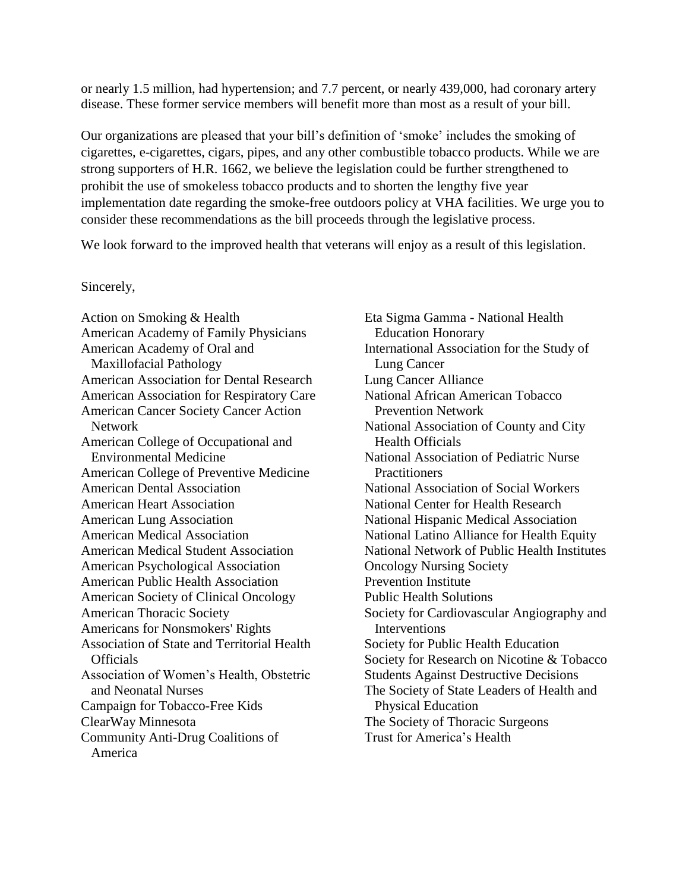or nearly 1.5 million, had hypertension; and 7.7 percent, or nearly 439,000, had coronary artery disease. These former service members will benefit more than most as a result of your bill.

Our organizations are pleased that your bill's definition of 'smoke' includes the smoking of cigarettes, e-cigarettes, cigars, pipes, and any other combustible tobacco products. While we are strong supporters of H.R. 1662, we believe the legislation could be further strengthened to prohibit the use of smokeless tobacco products and to shorten the lengthy five year implementation date regarding the smoke-free outdoors policy at VHA facilities. We urge you to consider these recommendations as the bill proceeds through the legislative process.

We look forward to the improved health that veterans will enjoy as a result of this legislation.

Sincerely,

Action on Smoking & Health
American Academy of Family Physicians
American Academy of Oral and Maxillofacial Pathology
American Association for Dental Research
American Association for Respiratory Care
American Cancer Society Cancer Action Network
American College of Occupational and Environmental Medicine
American College of Preventive Medicine
American Dental Association
American Heart Association
American Lung Association
American Medical Association
American Medical Student Association
American Psychological Association
American Public Health Association
American Society of Clinical Oncology
American Thoracic Society
Americans for Nonsmokers' Rights
Association of State and Territorial Health Officials
Association of Women's Health, Obstetric and Neonatal Nurses
Campaign for Tobacco-Free Kids
ClearWay Minnesota
Community Anti-Drug Coalitions of America
Eta Sigma Gamma - National Health Education Honorary
International Association for the Study of Lung Cancer
Lung Cancer Alliance
National African American Tobacco Prevention Network
National Association of County and City Health Officials
National Association of Pediatric Nurse Practitioners
National Association of Social Workers
National Center for Health Research
National Hispanic Medical Association
National Latino Alliance for Health Equity
National Network of Public Health Institutes
Oncology Nursing Society
Prevention Institute
Public Health Solutions
Society for Cardiovascular Angiography and Interventions
Society for Public Health Education
Society for Research on Nicotine & Tobacco
Students Against Destructive Decisions
The Society of State Leaders of Health and Physical Education
The Society of Thoracic Surgeons
Trust for America's Health